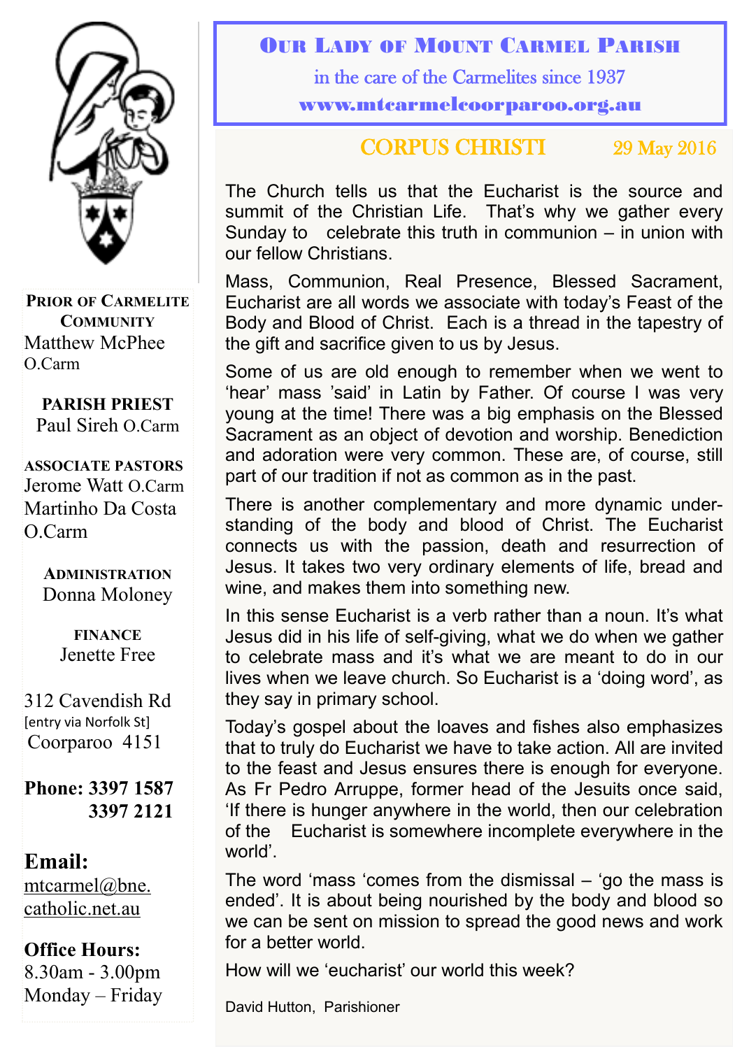# Our Lady of Mount Carmel Parish

in the care of the Carmelites since 1937

www.mtcarmelcoorparoo.org.au

**Prior of Carmelite Community**
Matthew McPhee O.Carm

**PARISH PRIEST**
Paul Sireh O.Carm

**ASSOCIATE PASTORS**
Jerome Watt O.Carm
Martinho Da Costa O.Carm

**Administration**
Donna Moloney

**FINANCE**
Jenette Free

312 Cavendish Rd
[entry via Norfolk St]
Coorparoo 4151

**Phone: 3397 1587**
**3397 2121**

**Email:**
mtcarmel@bne.catholic.net.au

**Office Hours:**
8.30am - 3.00pm
Monday – Friday

## CORPUS CHRISTI — 29 May 2016

The Church tells us that the Eucharist is the source and summit of the Christian Life. That's why we gather every Sunday to celebrate this truth in communion – in union with our fellow Christians.

Mass, Communion, Real Presence, Blessed Sacrament, Eucharist are all words we associate with today's Feast of the Body and Blood of Christ. Each is a thread in the tapestry of the gift and sacrifice given to us by Jesus.

Some of us are old enough to remember when we went to 'hear' mass 'said' in Latin by Father. Of course I was very young at the time! There was a big emphasis on the Blessed Sacrament as an object of devotion and worship. Benediction and adoration were very common. These are, of course, still part of our tradition if not as common as in the past.

There is another complementary and more dynamic understanding of the body and blood of Christ. The Eucharist connects us with the passion, death and resurrection of Jesus. It takes two very ordinary elements of life, bread and wine, and makes them into something new.

In this sense Eucharist is a verb rather than a noun. It's what Jesus did in his life of self-giving, what we do when we gather to celebrate mass and it's what we are meant to do in our lives when we leave church. So Eucharist is a 'doing word', as they say in primary school.

Today's gospel about the loaves and fishes also emphasizes that to truly do Eucharist we have to take action. All are invited to the feast and Jesus ensures there is enough for everyone. As Fr Pedro Arruppe, former head of the Jesuits once said, 'If there is hunger anywhere in the world, then our celebration of the Eucharist is somewhere incomplete everywhere in the world'.

The word 'mass 'comes from the dismissal – 'go the mass is ended'. It is about being nourished by the body and blood so we can be sent on mission to spread the good news and work for a better world.

How will we 'eucharist' our world this week?

David Hutton, Parishioner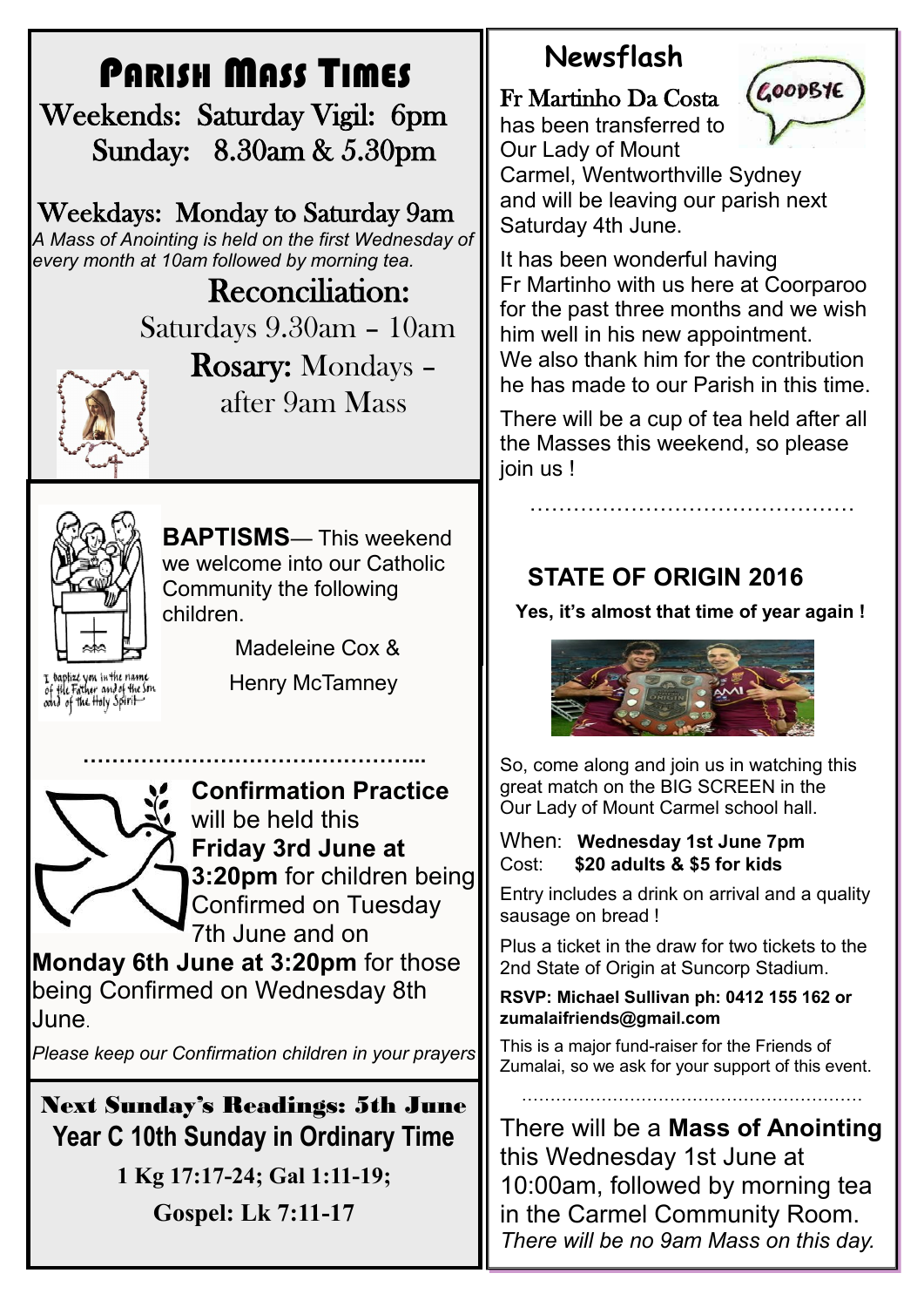# Parish Mass Times

**Weekends:** Saturday Vigil: 6pm
Sunday: 8.30am & 5.30pm

**Weekdays:** Monday to Saturday 9am

*A Mass of Anointing is held on the first Wednesday of every month at 10am followed by morning tea.*

## Reconciliation:

Saturdays 9.30am – 10am

**Rosary:** Mondays – after 9am Mass

**BAPTISMS**— This weekend we welcome into our Catholic Community the following children.

Madeleine Cox &

Henry McTamney

I baptize you in the name of the Father and of the Son and of the Holy Spirit

…………………………………………..

**Confirmation Practice** will be held this **Friday 3rd June at 3:20pm** for children being Confirmed on Tuesday 7th June and on **Monday 6th June at 3:20pm** for those being Confirmed on Wednesday 8th June.

*Please keep our Confirmation children in your prayers*

## Next Sunday's Readings: 5th June

**Year C 10th Sunday in Ordinary Time**

**1 Kg 17:17-24; Gal 1:11-19;**

**Gospel: Lk 7:11-17**

## Newsflash

GOODBYE

**Fr Martinho Da Costa** has been transferred to Our Lady of Mount Carmel, Wentworthville Sydney and will be leaving our parish next Saturday 4th June.

It has been wonderful having Fr Martinho with us here at Coorparoo for the past three months and we wish him well in his new appointment. We also thank him for the contribution he has made to our Parish in this time.

There will be a cup of tea held after all the Masses this weekend, so please join us !

………………………………………

## STATE OF ORIGIN 2016

**Yes, it's almost that time of year again !**

So, come along and join us in watching this great match on the BIG SCREEN in the Our Lady of Mount Carmel school hall.

When: **Wednesday 1st June 7pm**
Cost: **$20 adults & $5 for kids**

Entry includes a drink on arrival and a quality sausage on bread !

Plus a ticket in the draw for two tickets to the 2nd State of Origin at Suncorp Stadium.

**RSVP: Michael Sullivan ph: 0412 155 162 or zumalaifriends@gmail.com**

This is a major fund-raiser for the Friends of Zumalai, so we ask for your support of this event.

………………………………………………………

There will be a **Mass of Anointing** this Wednesday 1st June at 10:00am, followed by morning tea in the Carmel Community Room. *There will be no 9am Mass on this day.*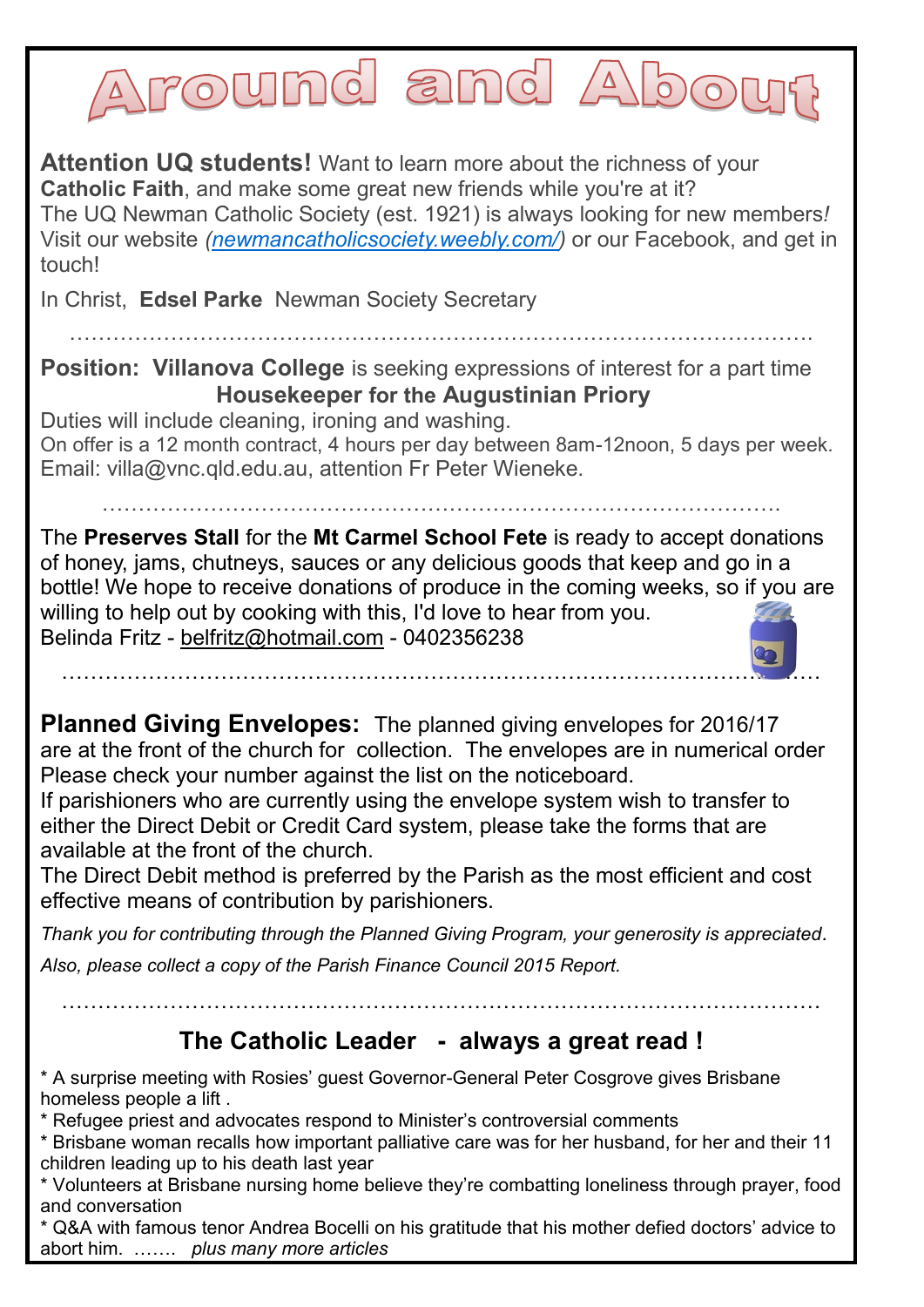# Around and About

**Attention UQ students!** Want to learn more about the richness of your **Catholic Faith**, and make some great new friends while you're at it?
The UQ Newman Catholic Society (est. 1921) is always looking for new members*!*
Visit our website *(newmancatholicsociety.weebly.com/)* or our Facebook, and get in touch!

In Christ, **Edsel Parke** Newman Society Secretary

…………………………………………………………………………………………

**Position: Villanova College** is seeking expressions of interest for a part time **Housekeeper for the Augustinian Priory**
Duties will include cleaning, ironing and washing.
On offer is a 12 month contract, 4 hours per day between 8am-12noon, 5 days per week.
Email: villa@vnc.qld.edu.au, attention Fr Peter Wieneke.

…………………………………………………………………………………

The **Preserves Stall** for the **Mt Carmel School Fete** is ready to accept donations of honey, jams, chutneys, sauces or any delicious goods that keep and go in a bottle! We hope to receive donations of produce in the coming weeks, so if you are willing to help out by cooking with this, I'd love to hear from you.
Belinda Fritz - belfritz@hotmail.com - 0402356238

…………………………………………………………………………………………

**Planned Giving Envelopes:** The planned giving envelopes for 2016/17 are at the front of the church for collection. The envelopes are in numerical order Please check your number against the list on the noticeboard.
If parishioners who are currently using the envelope system wish to transfer to either the Direct Debit or Credit Card system, please take the forms that are available at the front of the church.
The Direct Debit method is preferred by the Parish as the most efficient and cost effective means of contribution by parishioners.

*Thank you for contributing through the Planned Giving Program, your generosity is appreciated.*

*Also, please collect a copy of the Parish Finance Council 2015 Report.*

…………………………………………………………………………………………

## The Catholic Leader - always a great read !

* A surprise meeting with Rosies' guest Governor-General Peter Cosgrove gives Brisbane homeless people a lift .
* Refugee priest and advocates respond to Minister's controversial comments
* Brisbane woman recalls how important palliative care was for her husband, for her and their 11 children leading up to his death last year
* Volunteers at Brisbane nursing home believe they're combatting loneliness through prayer, food and conversation
* Q&A with famous tenor Andrea Bocelli on his gratitude that his mother defied doctors' advice to abort him. ……. *plus many more articles*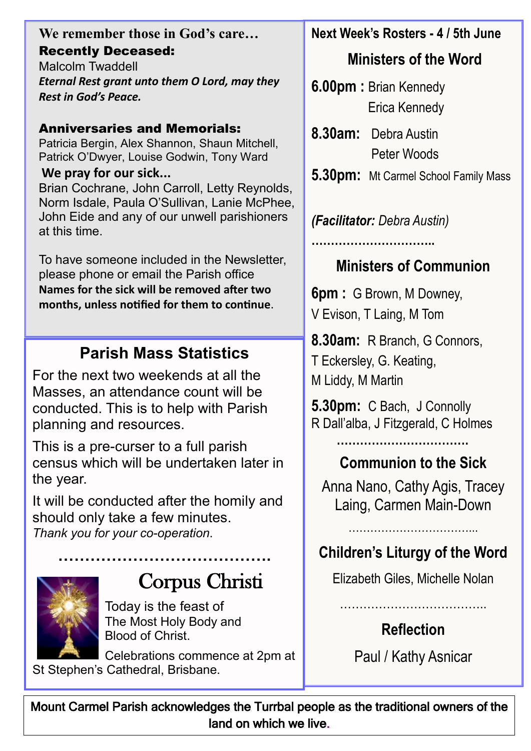**We remember those in God's care…**

**Recently Deceased:**

Malcolm Twaddell

***Eternal Rest grant unto them O Lord, may they Rest in God's Peace.***

**Anniversaries and Memorials:**

Patricia Bergin, Alex Shannon, Shaun Mitchell, Patrick O'Dwyer, Louise Godwin, Tony Ward

**We pray for our sick...**

Brian Cochrane, John Carroll, Letty Reynolds, Norm Isdale, Paula O'Sullivan, Lanie McPhee, John Eide and any of our unwell parishioners at this time.

To have someone included in the Newsletter, please phone or email the Parish office

**Names for the sick will be removed after two months, unless notified for them to continue**.

## Parish Mass Statistics

For the next two weekends at all the Masses, an attendance count will be conducted. This is to help with Parish planning and resources.

This is a pre-curser to a full parish census which will be undertaken later in the year.

It will be conducted after the homily and should only take a few minutes.

*Thank you for your co-operation.*

……………………………………

## Corpus Christi

Today is the feast of The Most Holy Body and Blood of Christ.

Celebrations commence at 2pm at St Stephen's Cathedral, Brisbane.

**Next Week's Rosters - 4 / 5th June**

### Ministers of the Word

**6.00pm :** Brian Kennedy, Erica Kennedy

**8.30am:** Debra Austin, Peter Woods

**5.30pm:** Mt Carmel School Family Mass

***(Facilitator:** Debra Austin)*

…………………………

### Ministers of Communion

**6pm :** G Brown, M Downey, V Evison, T Laing, M Tom

**8.30am:** R Branch, G Connors, T Eckersley, G. Keating, M Liddy, M Martin

**5.30pm:** C Bach, J Connolly, R Dall'alba, J Fitzgerald, C Holmes

……………………………

### Communion to the Sick

Anna Nano, Cathy Agis, Tracey Laing, Carmen Main-Down

……………………………

### Children's Liturgy of the Word

Elizabeth Giles, Michelle Nolan

……………………………

### Reflection

Paul / Kathy Asnicar

Mount Carmel Parish acknowledges the Turrbal people as the traditional owners of the land on which we live.